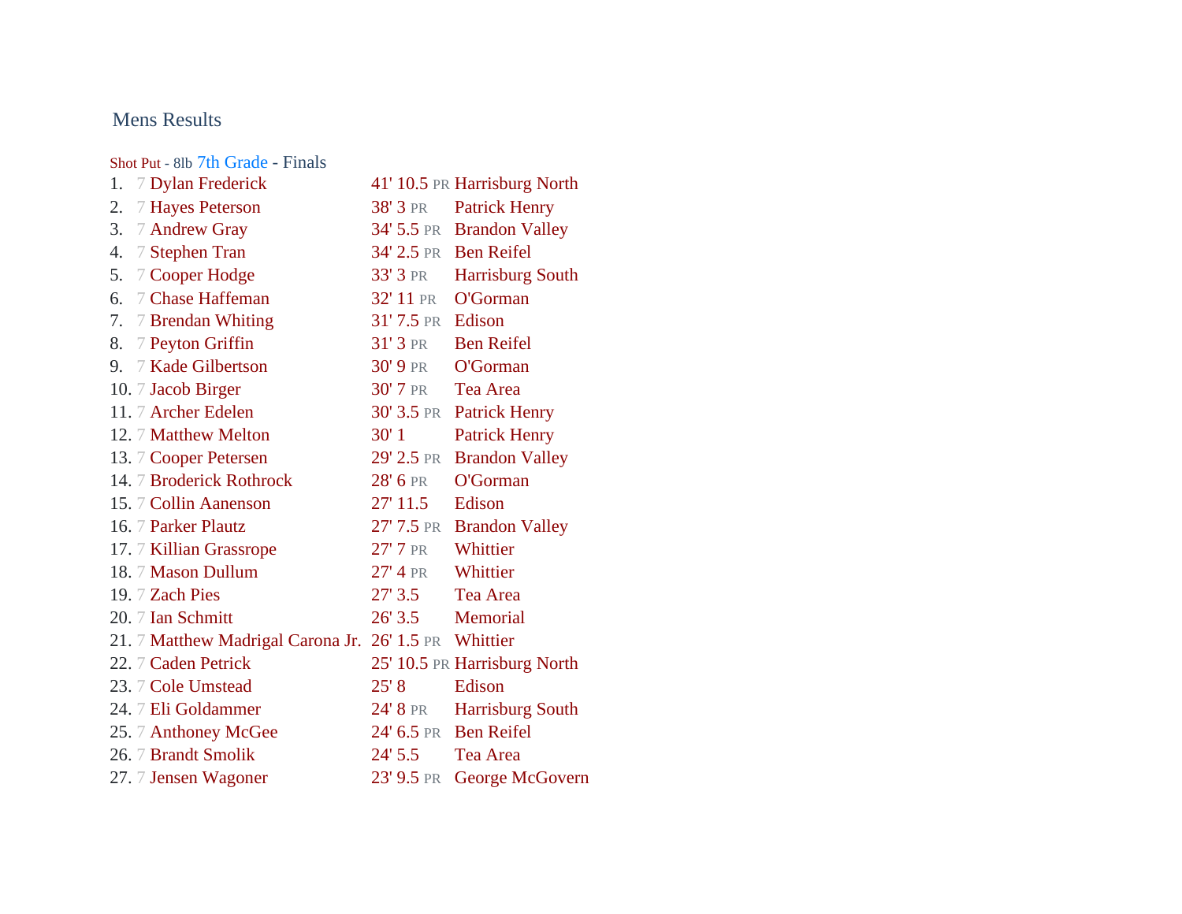## Mens Results

### Shot Put - 8lb 7th Grade - Finals

| Place | Grade | Name | Mark | PR | School |
|---|---|---|---|---|---|
| 1. | 7 | Dylan Frederick | 41' 10.5 | PR | Harrisburg North |
| 2. | 7 | Hayes Peterson | 38' 3 | PR | Patrick Henry |
| 3. | 7 | Andrew Gray | 34' 5.5 | PR | Brandon Valley |
| 4. | 7 | Stephen Tran | 34' 2.5 | PR | Ben Reifel |
| 5. | 7 | Cooper Hodge | 33' 3 | PR | Harrisburg South |
| 6. | 7 | Chase Haffeman | 32' 11 | PR | O'Gorman |
| 7. | 7 | Brendan Whiting | 31' 7.5 | PR | Edison |
| 8. | 7 | Peyton Griffin | 31' 3 | PR | Ben Reifel |
| 9. | 7 | Kade Gilbertson | 30' 9 | PR | O'Gorman |
| 10. | 7 | Jacob Birger | 30' 7 | PR | Tea Area |
| 11. | 7 | Archer Edelen | 30' 3.5 | PR | Patrick Henry |
| 12. | 7 | Matthew Melton | 30' 1 | | Patrick Henry |
| 13. | 7 | Cooper Petersen | 29' 2.5 | PR | Brandon Valley |
| 14. | 7 | Broderick Rothrock | 28' 6 | PR | O'Gorman |
| 15. | 7 | Collin Aanenson | 27' 11.5 | | Edison |
| 16. | 7 | Parker Plautz | 27' 7.5 | PR | Brandon Valley |
| 17. | 7 | Killian Grassrope | 27' 7 | PR | Whittier |
| 18. | 7 | Mason Dullum | 27' 4 | PR | Whittier |
| 19. | 7 | Zach Pies | 27' 3.5 | | Tea Area |
| 20. | 7 | Ian Schmitt | 26' 3.5 | | Memorial |
| 21. | 7 | Matthew Madrigal Carona Jr. | 26' 1.5 | PR | Whittier |
| 22. | 7 | Caden Petrick | 25' 10.5 | PR | Harrisburg North |
| 23. | 7 | Cole Umstead | 25' 8 | | Edison |
| 24. | 7 | Eli Goldammer | 24' 8 | PR | Harrisburg South |
| 25. | 7 | Anthoney McGee | 24' 6.5 | PR | Ben Reifel |
| 26. | 7 | Brandt Smolik | 24' 5.5 | | Tea Area |
| 27. | 7 | Jensen Wagoner | 23' 9.5 | PR | George McGovern |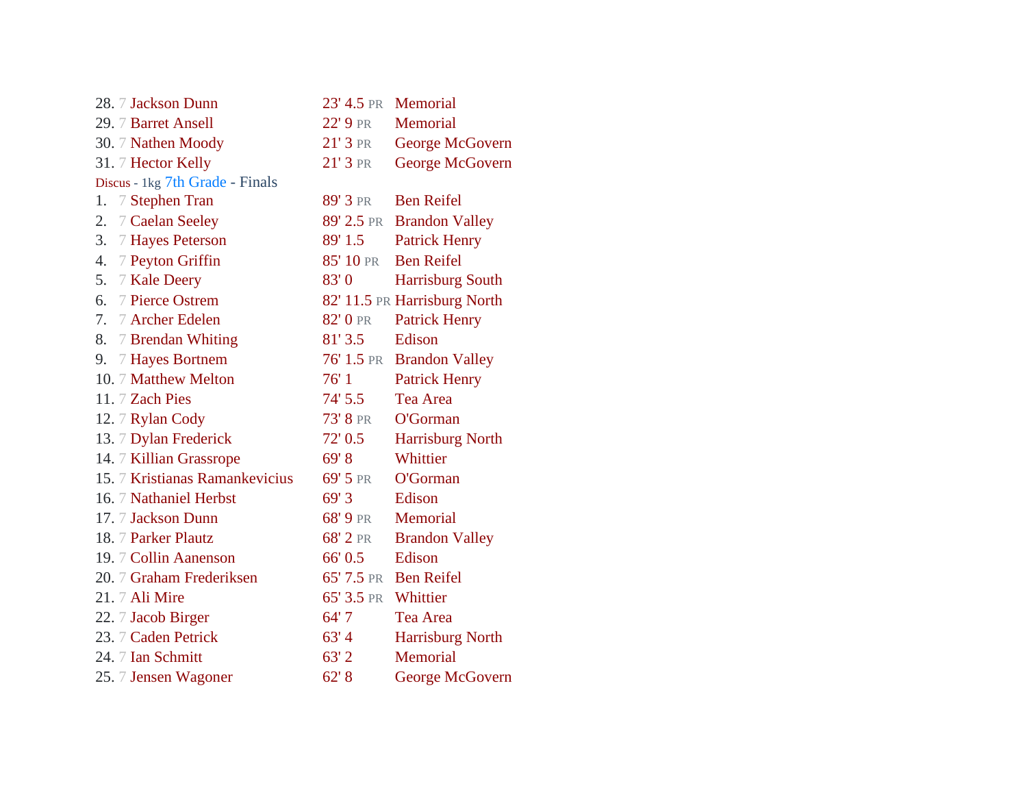28. 7 Jackson Dunn 23' 4.5 PR Memorial
29. 7 Barret Ansell 22' 9 PR Memorial
30. 7 Nathen Moody 21' 3 PR George McGovern
31. 7 Hector Kelly 21' 3 PR George McGovern

Discus - 1kg 7th Grade - Finals

1. 7 Stephen Tran 89' 3 PR Ben Reifel
2. 7 Caelan Seeley 89' 2.5 PR Brandon Valley
3. 7 Hayes Peterson 89' 1.5 Patrick Henry
4. 7 Peyton Griffin 85' 10 PR Ben Reifel
5. 7 Kale Deery 83' 0 Harrisburg South
6. 7 Pierce Ostrem 82' 11.5 PR Harrisburg North
7. 7 Archer Edelen 82' 0 PR Patrick Henry
8. 7 Brendan Whiting 81' 3.5 Edison
9. 7 Hayes Bortnem 76' 1.5 PR Brandon Valley
10. 7 Matthew Melton 76' 1 Patrick Henry
11. 7 Zach Pies 74' 5.5 Tea Area
12. 7 Rylan Cody 73' 8 PR O'Gorman
13. 7 Dylan Frederick 72' 0.5 Harrisburg North
14. 7 Killian Grassrope 69' 8 Whittier
15. 7 Kristianas Ramankevicius 69' 5 PR O'Gorman
16. 7 Nathaniel Herbst 69' 3 Edison
17. 7 Jackson Dunn 68' 9 PR Memorial
18. 7 Parker Plautz 68' 2 PR Brandon Valley
19. 7 Collin Aanenson 66' 0.5 Edison
20. 7 Graham Frederiksen 65' 7.5 PR Ben Reifel
21. 7 Ali Mire 65' 3.5 PR Whittier
22. 7 Jacob Birger 64' 7 Tea Area
23. 7 Caden Petrick 63' 4 Harrisburg North
24. 7 Ian Schmitt 63' 2 Memorial
25. 7 Jensen Wagoner 62' 8 George McGovern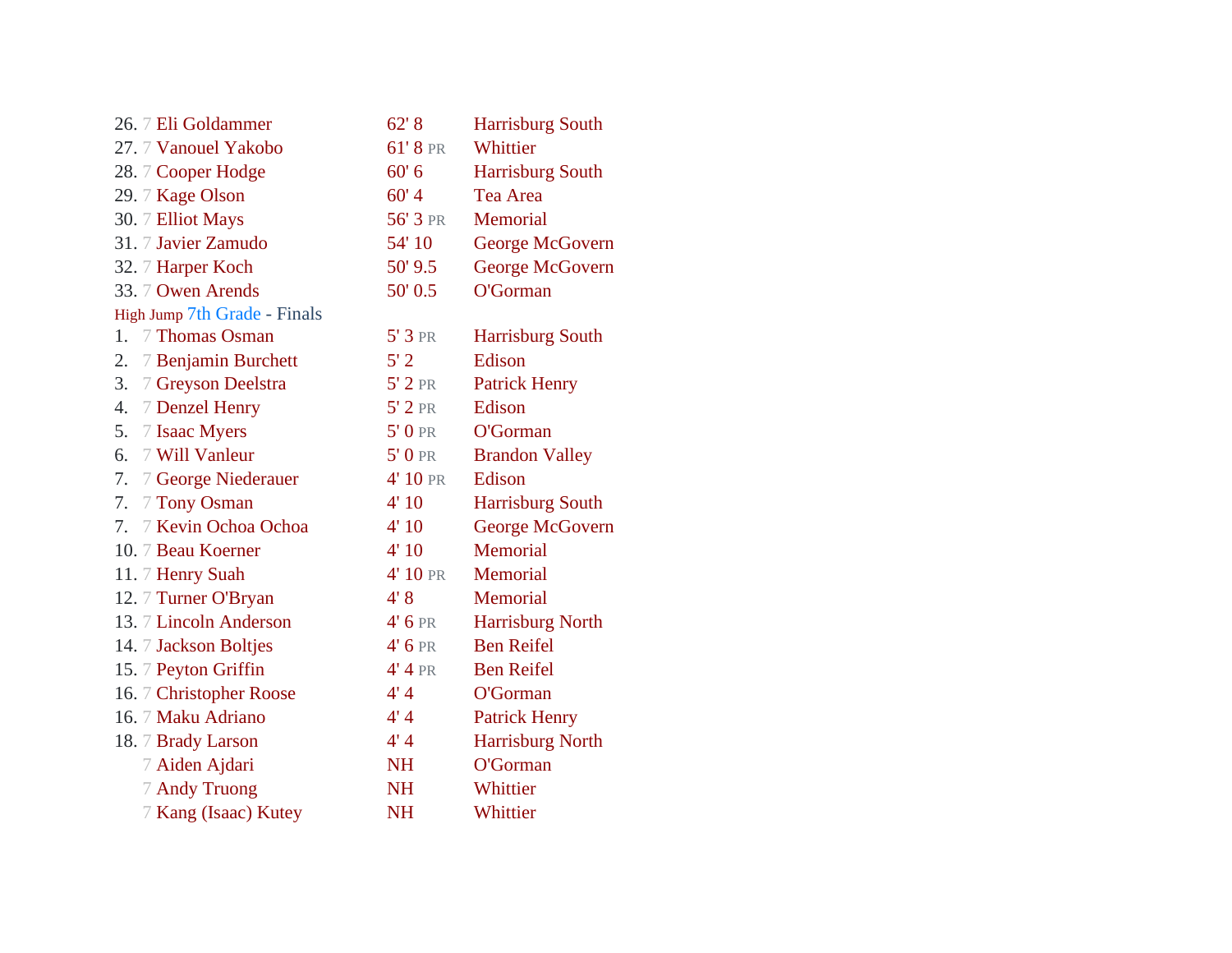| Place | Grade | Name | Mark | School |
|---|---|---|---|---|
| 26. | 7 | Eli Goldammer | 62' 8 | Harrisburg South |
| 27. | 7 | Vanouel Yakobo | 61' 8 PR | Whittier |
| 28. | 7 | Cooper Hodge | 60' 6 | Harrisburg South |
| 29. | 7 | Kage Olson | 60' 4 | Tea Area |
| 30. | 7 | Elliot Mays | 56' 3 PR | Memorial |
| 31. | 7 | Javier Zamudo | 54' 10 | George McGovern |
| 32. | 7 | Harper Koch | 50' 9.5 | George McGovern |
| 33. | 7 | Owen Arends | 50' 0.5 | O'Gorman |

High Jump 7th Grade - Finals

| Place | Grade | Name | Mark | School |
|---|---|---|---|---|
| 1. | 7 | Thomas Osman | 5' 3 PR | Harrisburg South |
| 2. | 7 | Benjamin Burchett | 5' 2 | Edison |
| 3. | 7 | Greyson Deelstra | 5' 2 PR | Patrick Henry |
| 4. | 7 | Denzel Henry | 5' 2 PR | Edison |
| 5. | 7 | Isaac Myers | 5' 0 PR | O'Gorman |
| 6. | 7 | Will Vanleur | 5' 0 PR | Brandon Valley |
| 7. | 7 | George Niederauer | 4' 10 PR | Edison |
| 7. | 7 | Tony Osman | 4' 10 | Harrisburg South |
| 7. | 7 | Kevin Ochoa Ochoa | 4' 10 | George McGovern |
| 10. | 7 | Beau Koerner | 4' 10 | Memorial |
| 11. | 7 | Henry Suah | 4' 10 PR | Memorial |
| 12. | 7 | Turner O'Bryan | 4' 8 | Memorial |
| 13. | 7 | Lincoln Anderson | 4' 6 PR | Harrisburg North |
| 14. | 7 | Jackson Boltjes | 4' 6 PR | Ben Reifel |
| 15. | 7 | Peyton Griffin | 4' 4 PR | Ben Reifel |
| 16. | 7 | Christopher Roose | 4' 4 | O'Gorman |
| 16. | 7 | Maku Adriano | 4' 4 | Patrick Henry |
| 18. | 7 | Brady Larson | 4' 4 | Harrisburg North |
| | 7 | Aiden Ajdari | NH | O'Gorman |
| | 7 | Andy Truong | NH | Whittier |
| | 7 | Kang (Isaac) Kutey | NH | Whittier |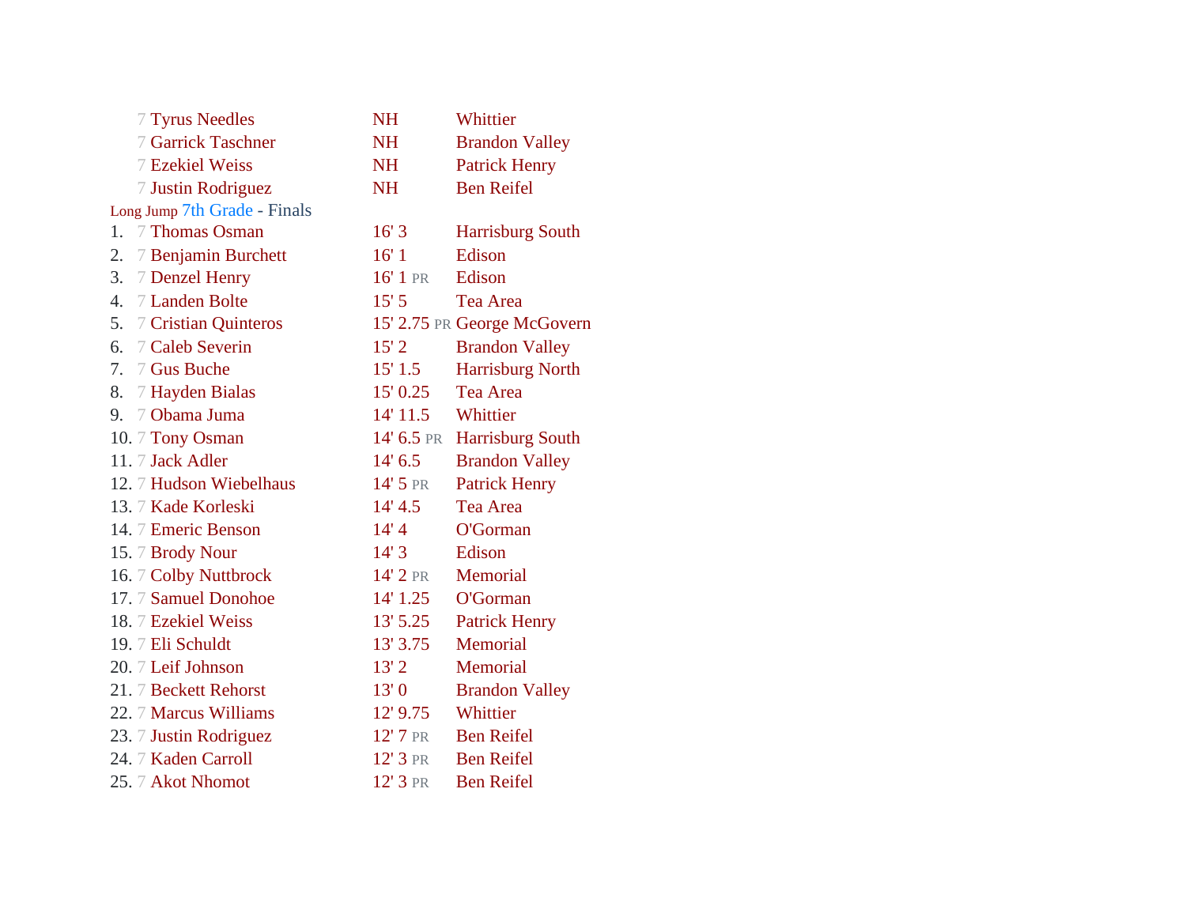| | Grade | Name | Mark | | School |
|---|---|---|---|---|---|
| | 7 | Tyrus Needles | NH | | Whittier |
| | 7 | Garrick Taschner | NH | | Brandon Valley |
| | 7 | Ezekiel Weiss | NH | | Patrick Henry |
| | 7 | Justin Rodriguez | NH | | Ben Reifel |

Long Jump 7th Grade - Finals

| Place | Grade | Name | Mark | | School |
|---|---|---|---|---|---|
| 1. | 7 | Thomas Osman | 16' 3 | | Harrisburg South |
| 2. | 7 | Benjamin Burchett | 16' 1 | | Edison |
| 3. | 7 | Denzel Henry | 16' 1 | PR | Edison |
| 4. | 7 | Landen Bolte | 15' 5 | | Tea Area |
| 5. | 7 | Cristian Quinteros | 15' 2.75 | PR | George McGovern |
| 6. | 7 | Caleb Severin | 15' 2 | | Brandon Valley |
| 7. | 7 | Gus Buche | 15' 1.5 | | Harrisburg North |
| 8. | 7 | Hayden Bialas | 15' 0.25 | | Tea Area |
| 9. | 7 | Obama Juma | 14' 11.5 | | Whittier |
| 10. | 7 | Tony Osman | 14' 6.5 | PR | Harrisburg South |
| 11. | 7 | Jack Adler | 14' 6.5 | | Brandon Valley |
| 12. | 7 | Hudson Wiebelhaus | 14' 5 | PR | Patrick Henry |
| 13. | 7 | Kade Korleski | 14' 4.5 | | Tea Area |
| 14. | 7 | Emeric Benson | 14' 4 | | O'Gorman |
| 15. | 7 | Brody Nour | 14' 3 | | Edison |
| 16. | 7 | Colby Nuttbrock | 14' 2 | PR | Memorial |
| 17. | 7 | Samuel Donohoe | 14' 1.25 | | O'Gorman |
| 18. | 7 | Ezekiel Weiss | 13' 5.25 | | Patrick Henry |
| 19. | 7 | Eli Schuldt | 13' 3.75 | | Memorial |
| 20. | 7 | Leif Johnson | 13' 2 | | Memorial |
| 21. | 7 | Beckett Rehorst | 13' 0 | | Brandon Valley |
| 22. | 7 | Marcus Williams | 12' 9.75 | | Whittier |
| 23. | 7 | Justin Rodriguez | 12' 7 | PR | Ben Reifel |
| 24. | 7 | Kaden Carroll | 12' 3 | PR | Ben Reifel |
| 25. | 7 | Akot Nhomot | 12' 3 | PR | Ben Reifel |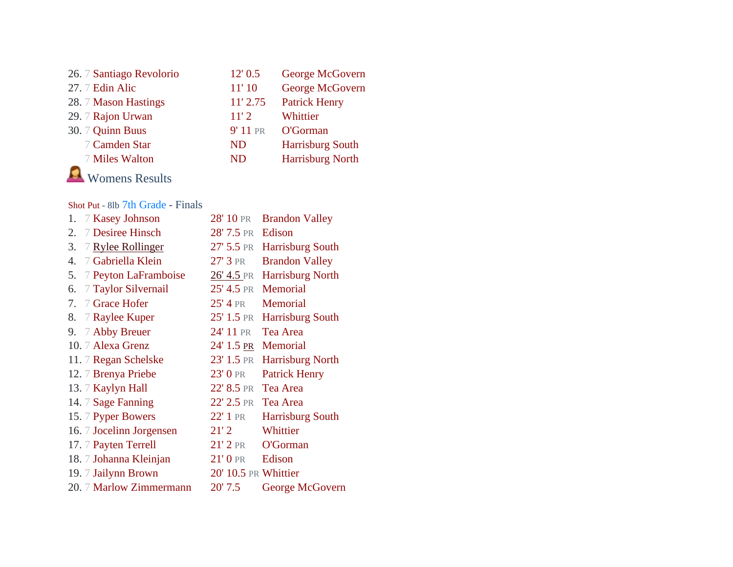| Place | Grade | Name | Mark | School |
|---|---|---|---|---|
| 26. | 7 | Santiago Revolorio | 12' 0.5 | George McGovern |
| 27. | 7 | Edin Alic | 11' 10 | George McGovern |
| 28. | 7 | Mason Hastings | 11' 2.75 | Patrick Henry |
| 29. | 7 | Rajon Urwan | 11' 2 | Whittier |
| 30. | 7 | Quinn Buus | 9' 11 PR | O'Gorman |
| | 7 | Camden Star | ND | Harrisburg South |
| | 7 | Miles Walton | ND | Harrisburg North |

## Womens Results

### Shot Put - 8lb 7th Grade - Finals

| Place | Grade | Name | Mark | School |
|---|---|---|---|---|
| 1. | 7 | Kasey Johnson | 28' 10 PR | Brandon Valley |
| 2. | 7 | Desiree Hinsch | 28' 7.5 PR | Edison |
| 3. | 7 | Rylee Rollinger | 27' 5.5 PR | Harrisburg South |
| 4. | 7 | Gabriella Klein | 27' 3 PR | Brandon Valley |
| 5. | 7 | Peyton LaFramboise | 26' 4.5 PR | Harrisburg North |
| 6. | 7 | Taylor Silvernail | 25' 4.5 PR | Memorial |
| 7. | 7 | Grace Hofer | 25' 4 PR | Memorial |
| 8. | 7 | Raylee Kuper | 25' 1.5 PR | Harrisburg South |
| 9. | 7 | Abby Breuer | 24' 11 PR | Tea Area |
| 10. | 7 | Alexa Grenz | 24' 1.5 PR | Memorial |
| 11. | 7 | Regan Schelske | 23' 1.5 PR | Harrisburg North |
| 12. | 7 | Brenya Priebe | 23' 0 PR | Patrick Henry |
| 13. | 7 | Kaylyn Hall | 22' 8.5 PR | Tea Area |
| 14. | 7 | Sage Fanning | 22' 2.5 PR | Tea Area |
| 15. | 7 | Pyper Bowers | 22' 1 PR | Harrisburg South |
| 16. | 7 | Jocelinn Jorgensen | 21' 2 | Whittier |
| 17. | 7 | Payten Terrell | 21' 2 PR | O'Gorman |
| 18. | 7 | Johanna Kleinjan | 21' 0 PR | Edison |
| 19. | 7 | Jailynn Brown | 20' 10.5 PR | Whittier |
| 20. | 7 | Marlow Zimmermann | 20' 7.5 | George McGovern |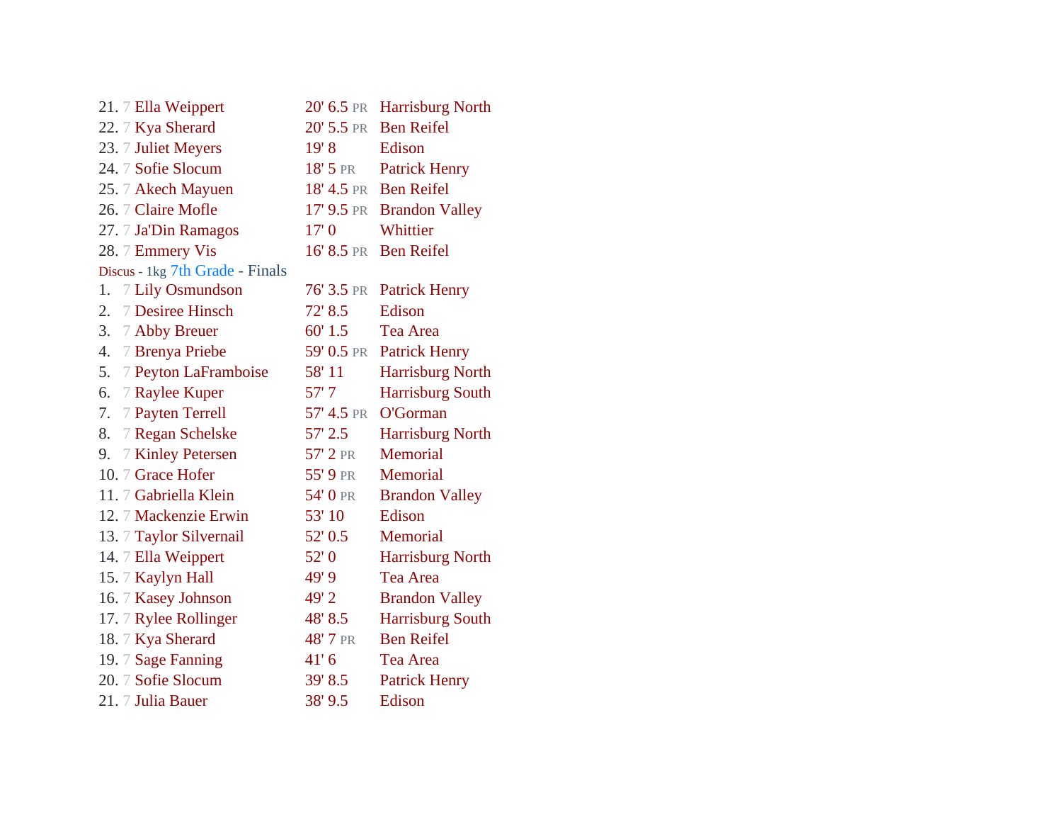| Place | Grade | Name | Mark | | School |
|---|---|---|---|---|---|
| 21. | 7 | Ella Weippert | 20' 6.5 | PR | Harrisburg North |
| 22. | 7 | Kya Sherard | 20' 5.5 | PR | Ben Reifel |
| 23. | 7 | Juliet Meyers | 19' 8 | | Edison |
| 24. | 7 | Sofie Slocum | 18' 5 | PR | Patrick Henry |
| 25. | 7 | Akech Mayuen | 18' 4.5 | PR | Ben Reifel |
| 26. | 7 | Claire Mofle | 17' 9.5 | PR | Brandon Valley |
| 27. | 7 | Ja'Din Ramagos | 17' 0 | | Whittier |
| 28. | 7 | Emmery Vis | 16' 8.5 | PR | Ben Reifel |

Discus - 1kg 7th Grade - Finals

| Place | Grade | Name | Mark | | School |
|---|---|---|---|---|---|
| 1. | 7 | Lily Osmundson | 76' 3.5 | PR | Patrick Henry |
| 2. | 7 | Desiree Hinsch | 72' 8.5 | | Edison |
| 3. | 7 | Abby Breuer | 60' 1.5 | | Tea Area |
| 4. | 7 | Brenya Priebe | 59' 0.5 | PR | Patrick Henry |
| 5. | 7 | Peyton LaFramboise | 58' 11 | | Harrisburg North |
| 6. | 7 | Raylee Kuper | 57' 7 | | Harrisburg South |
| 7. | 7 | Payten Terrell | 57' 4.5 | PR | O'Gorman |
| 8. | 7 | Regan Schelske | 57' 2.5 | | Harrisburg North |
| 9. | 7 | Kinley Petersen | 57' 2 | PR | Memorial |
| 10. | 7 | Grace Hofer | 55' 9 | PR | Memorial |
| 11. | 7 | Gabriella Klein | 54' 0 | PR | Brandon Valley |
| 12. | 7 | Mackenzie Erwin | 53' 10 | | Edison |
| 13. | 7 | Taylor Silvernail | 52' 0.5 | | Memorial |
| 14. | 7 | Ella Weippert | 52' 0 | | Harrisburg North |
| 15. | 7 | Kaylyn Hall | 49' 9 | | Tea Area |
| 16. | 7 | Kasey Johnson | 49' 2 | | Brandon Valley |
| 17. | 7 | Rylee Rollinger | 48' 8.5 | | Harrisburg South |
| 18. | 7 | Kya Sherard | 48' 7 | PR | Ben Reifel |
| 19. | 7 | Sage Fanning | 41' 6 | | Tea Area |
| 20. | 7 | Sofie Slocum | 39' 8.5 | | Patrick Henry |
| 21. | 7 | Julia Bauer | 38' 9.5 | | Edison |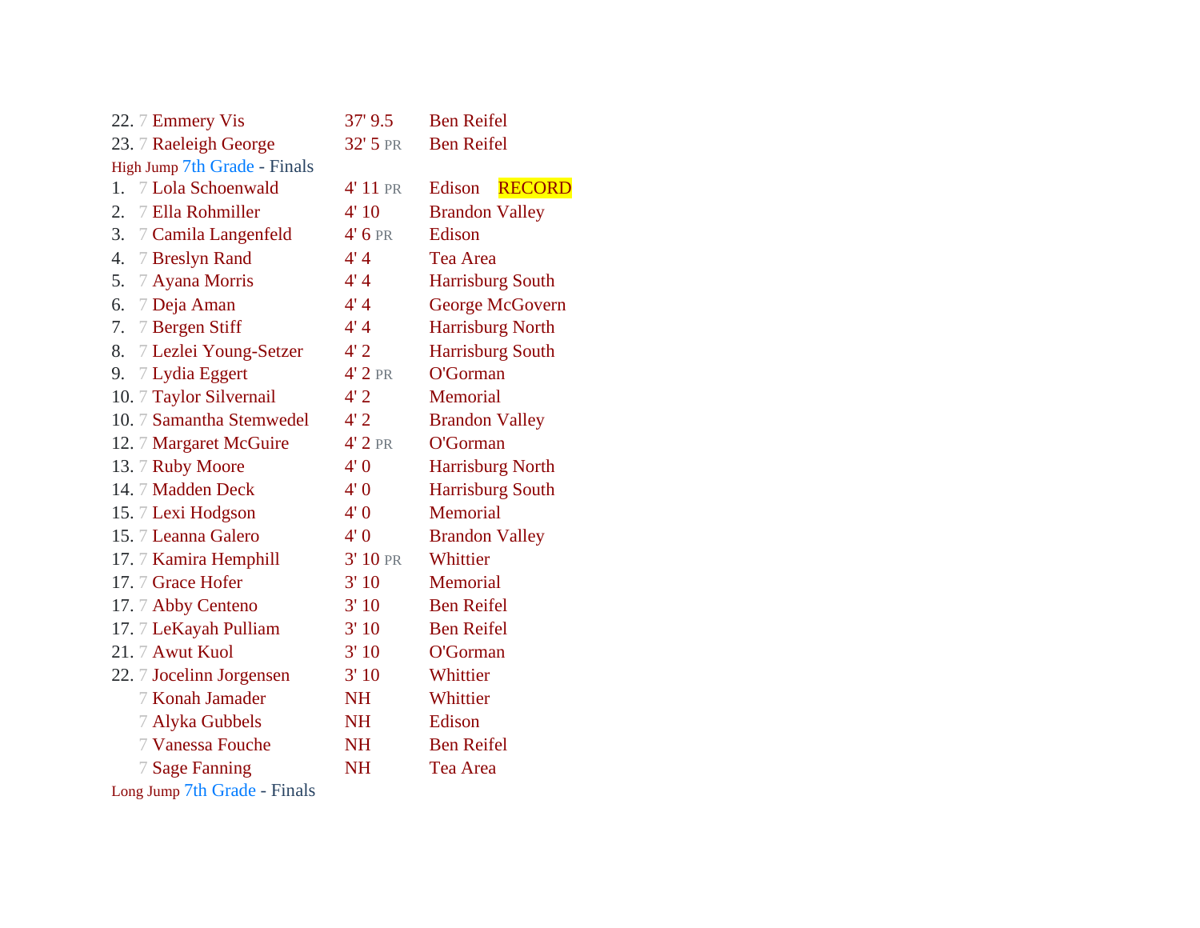| Place | Grade | Name | Mark | School | Note |
|---|---|---|---|---|---|
| 22. | 7 | Emmery Vis | 37' 9.5 | Ben Reifel | |
| 23. | 7 | Raeleigh George | 32' 5 PR | Ben Reifel | |

### High Jump 7th Grade - Finals

| Place | Grade | Name | Mark | School | Note |
|---|---|---|---|---|---|
| 1. | 7 | Lola Schoenwald | 4' 11 PR | Edison | RECORD |
| 2. | 7 | Ella Rohmiller | 4' 10 | Brandon Valley | |
| 3. | 7 | Camila Langenfeld | 4' 6 PR | Edison | |
| 4. | 7 | Breslyn Rand | 4' 4 | Tea Area | |
| 5. | 7 | Ayana Morris | 4' 4 | Harrisburg South | |
| 6. | 7 | Deja Aman | 4' 4 | George McGovern | |
| 7. | 7 | Bergen Stiff | 4' 4 | Harrisburg North | |
| 8. | 7 | Lezlei Young-Setzer | 4' 2 | Harrisburg South | |
| 9. | 7 | Lydia Eggert | 4' 2 PR | O'Gorman | |
| 10. | 7 | Taylor Silvernail | 4' 2 | Memorial | |
| 10. | 7 | Samantha Stemwedel | 4' 2 | Brandon Valley | |
| 12. | 7 | Margaret McGuire | 4' 2 PR | O'Gorman | |
| 13. | 7 | Ruby Moore | 4' 0 | Harrisburg North | |
| 14. | 7 | Madden Deck | 4' 0 | Harrisburg South | |
| 15. | 7 | Lexi Hodgson | 4' 0 | Memorial | |
| 15. | 7 | Leanna Galero | 4' 0 | Brandon Valley | |
| 17. | 7 | Kamira Hemphill | 3' 10 PR | Whittier | |
| 17. | 7 | Grace Hofer | 3' 10 | Memorial | |
| 17. | 7 | Abby Centeno | 3' 10 | Ben Reifel | |
| 17. | 7 | LeKayah Pulliam | 3' 10 | Ben Reifel | |
| 21. | 7 | Awut Kuol | 3' 10 | O'Gorman | |
| 22. | 7 | Jocelinn Jorgensen | 3' 10 | Whittier | |
| | 7 | Konah Jamader | NH | Whittier | |
| | 7 | Alyka Gubbels | NH | Edison | |
| | 7 | Vanessa Fouche | NH | Ben Reifel | |
| | 7 | Sage Fanning | NH | Tea Area | |

### Long Jump 7th Grade - Finals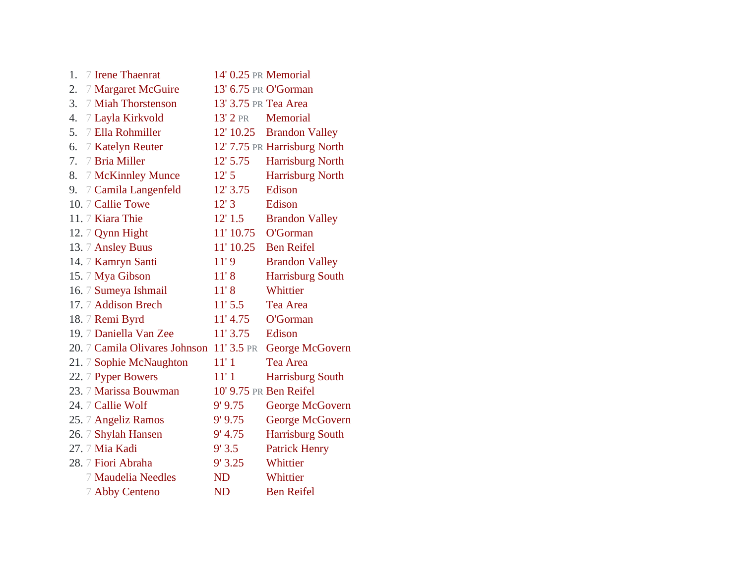| | | | | | |
|---|---|---|---|---|---|
| 1. | 7 | Irene Thaenrat | 14' 0.25 | PR | Memorial |
| 2. | 7 | Margaret McGuire | 13' 6.75 | PR | O'Gorman |
| 3. | 7 | Miah Thorstenson | 13' 3.75 | PR | Tea Area |
| 4. | 7 | Layla Kirkvold | 13' 2 | PR | Memorial |
| 5. | 7 | Ella Rohmiller | 12' 10.25 | | Brandon Valley |
| 6. | 7 | Katelyn Reuter | 12' 7.75 | PR | Harrisburg North |
| 7. | 7 | Bria Miller | 12' 5.75 | | Harrisburg North |
| 8. | 7 | McKinnley Munce | 12' 5 | | Harrisburg North |
| 9. | 7 | Camila Langenfeld | 12' 3.75 | | Edison |
| 10. | 7 | Callie Towe | 12' 3 | | Edison |
| 11. | 7 | Kiara Thie | 12' 1.5 | | Brandon Valley |
| 12. | 7 | Qynn Hight | 11' 10.75 | | O'Gorman |
| 13. | 7 | Ansley Buus | 11' 10.25 | | Ben Reifel |
| 14. | 7 | Kamryn Santi | 11' 9 | | Brandon Valley |
| 15. | 7 | Mya Gibson | 11' 8 | | Harrisburg South |
| 16. | 7 | Sumeya Ishmail | 11' 8 | | Whittier |
| 17. | 7 | Addison Brech | 11' 5.5 | | Tea Area |
| 18. | 7 | Remi Byrd | 11' 4.75 | | O'Gorman |
| 19. | 7 | Daniella Van Zee | 11' 3.75 | | Edison |
| 20. | 7 | Camila Olivares Johnson | 11' 3.5 | PR | George McGovern |
| 21. | 7 | Sophie McNaughton | 11' 1 | | Tea Area |
| 22. | 7 | Pyper Bowers | 11' 1 | | Harrisburg South |
| 23. | 7 | Marissa Bouwman | 10' 9.75 | PR | Ben Reifel |
| 24. | 7 | Callie Wolf | 9' 9.75 | | George McGovern |
| 25. | 7 | Angeliz Ramos | 9' 9.75 | | George McGovern |
| 26. | 7 | Shylah Hansen | 9' 4.75 | | Harrisburg South |
| 27. | 7 | Mia Kadi | 9' 3.5 | | Patrick Henry |
| 28. | 7 | Fiori Abraha | 9' 3.25 | | Whittier |
| | 7 | Maudelia Needles | ND | | Whittier |
| | 7 | Abby Centeno | ND | | Ben Reifel |